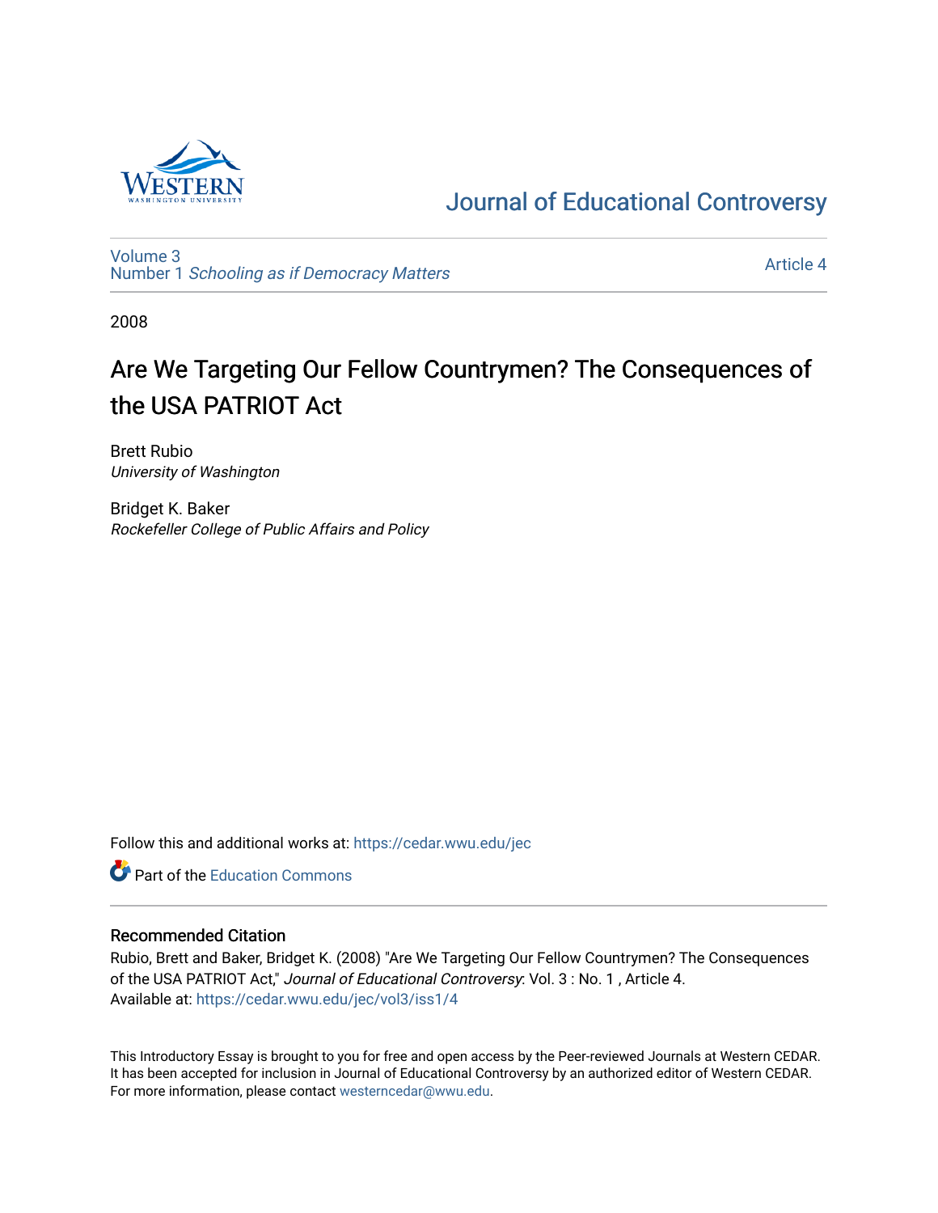Journal of Educational Controversy

Volume 3
Number 1 *Schooling as if Democracy Matters*

Article 4

2008

# Are We Targeting Our Fellow Countrymen? The Consequences of the USA PATRIOT Act

Brett Rubio
*University of Washington*

Bridget K. Baker
*Rockefeller College of Public Affairs and Policy*

Follow this and additional works at: https://cedar.wwu.edu/jec

Part of the Education Commons

## Recommended Citation

Rubio, Brett and Baker, Bridget K. (2008) "Are We Targeting Our Fellow Countrymen? The Consequences of the USA PATRIOT Act," *Journal of Educational Controversy*: Vol. 3 : No. 1 , Article 4.
Available at: https://cedar.wwu.edu/jec/vol3/iss1/4

This Introductory Essay is brought to you for free and open access by the Peer-reviewed Journals at Western CEDAR. It has been accepted for inclusion in Journal of Educational Controversy by an authorized editor of Western CEDAR. For more information, please contact westerncedar@wwu.edu.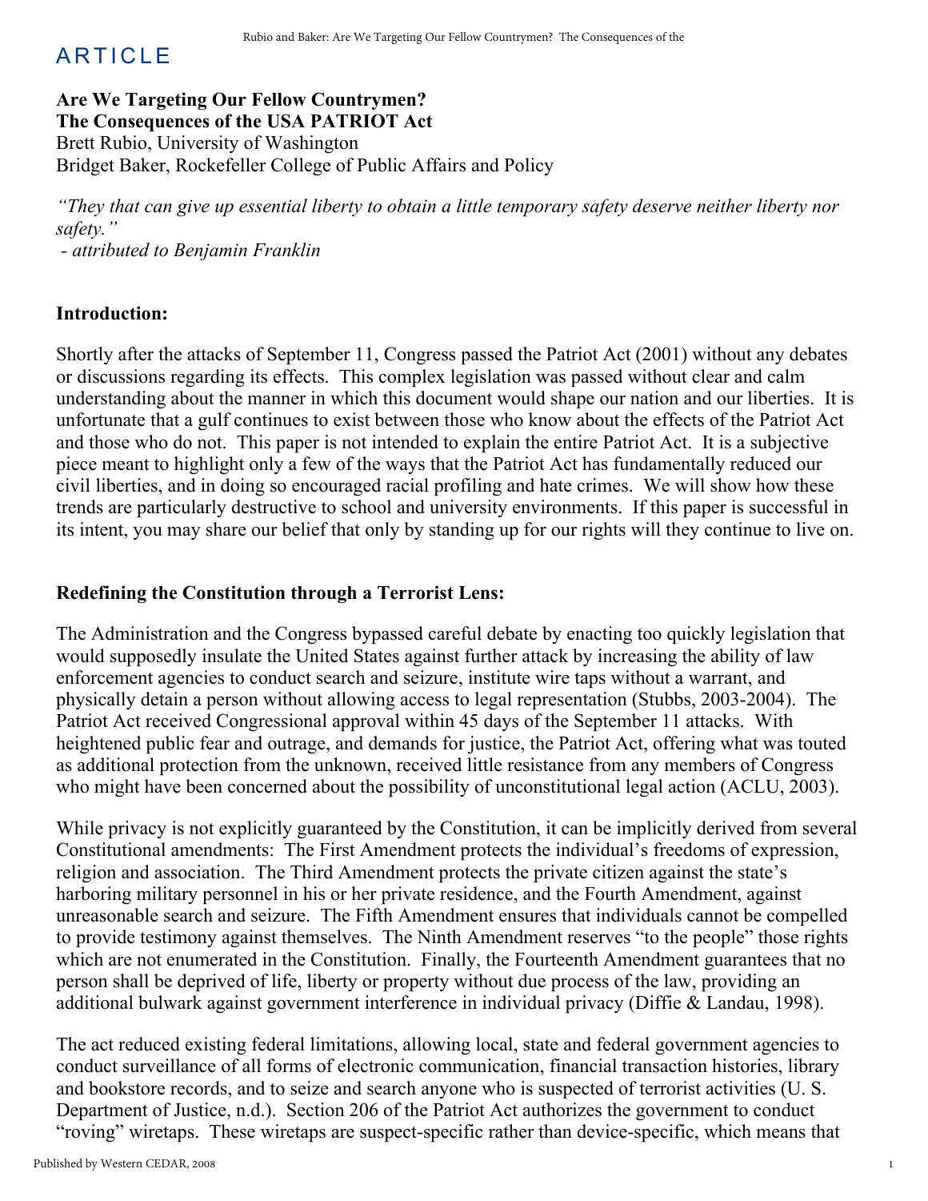ARTICLE

# Are We Targeting Our Fellow Countrymen? The Consequences of the USA PATRIOT Act

Brett Rubio, University of Washington
Bridget Baker, Rockefeller College of Public Affairs and Policy

*"They that can give up essential liberty to obtain a little temporary safety deserve neither liberty nor safety."*
*- attributed to Benjamin Franklin*

## Introduction:

Shortly after the attacks of September 11, Congress passed the Patriot Act (2001) without any debates or discussions regarding its effects. This complex legislation was passed without clear and calm understanding about the manner in which this document would shape our nation and our liberties. It is unfortunate that a gulf continues to exist between those who know about the effects of the Patriot Act and those who do not. This paper is not intended to explain the entire Patriot Act. It is a subjective piece meant to highlight only a few of the ways that the Patriot Act has fundamentally reduced our civil liberties, and in doing so encouraged racial profiling and hate crimes. We will show how these trends are particularly destructive to school and university environments. If this paper is successful in its intent, you may share our belief that only by standing up for our rights will they continue to live on.

## Redefining the Constitution through a Terrorist Lens:

The Administration and the Congress bypassed careful debate by enacting too quickly legislation that would supposedly insulate the United States against further attack by increasing the ability of law enforcement agencies to conduct search and seizure, institute wire taps without a warrant, and physically detain a person without allowing access to legal representation (Stubbs, 2003-2004). The Patriot Act received Congressional approval within 45 days of the September 11 attacks. With heightened public fear and outrage, and demands for justice, the Patriot Act, offering what was touted as additional protection from the unknown, received little resistance from any members of Congress who might have been concerned about the possibility of unconstitutional legal action (ACLU, 2003).

While privacy is not explicitly guaranteed by the Constitution, it can be implicitly derived from several Constitutional amendments: The First Amendment protects the individual's freedoms of expression, religion and association. The Third Amendment protects the private citizen against the state's harboring military personnel in his or her private residence, and the Fourth Amendment, against unreasonable search and seizure. The Fifth Amendment ensures that individuals cannot be compelled to provide testimony against themselves. The Ninth Amendment reserves "to the people" those rights which are not enumerated in the Constitution. Finally, the Fourteenth Amendment guarantees that no person shall be deprived of life, liberty or property without due process of the law, providing an additional bulwark against government interference in individual privacy (Diffie & Landau, 1998).

The act reduced existing federal limitations, allowing local, state and federal government agencies to conduct surveillance of all forms of electronic communication, financial transaction histories, library and bookstore records, and to seize and search anyone who is suspected of terrorist activities (U. S. Department of Justice, n.d.). Section 206 of the Patriot Act authorizes the government to conduct "roving" wiretaps. These wiretaps are suspect-specific rather than device-specific, which means that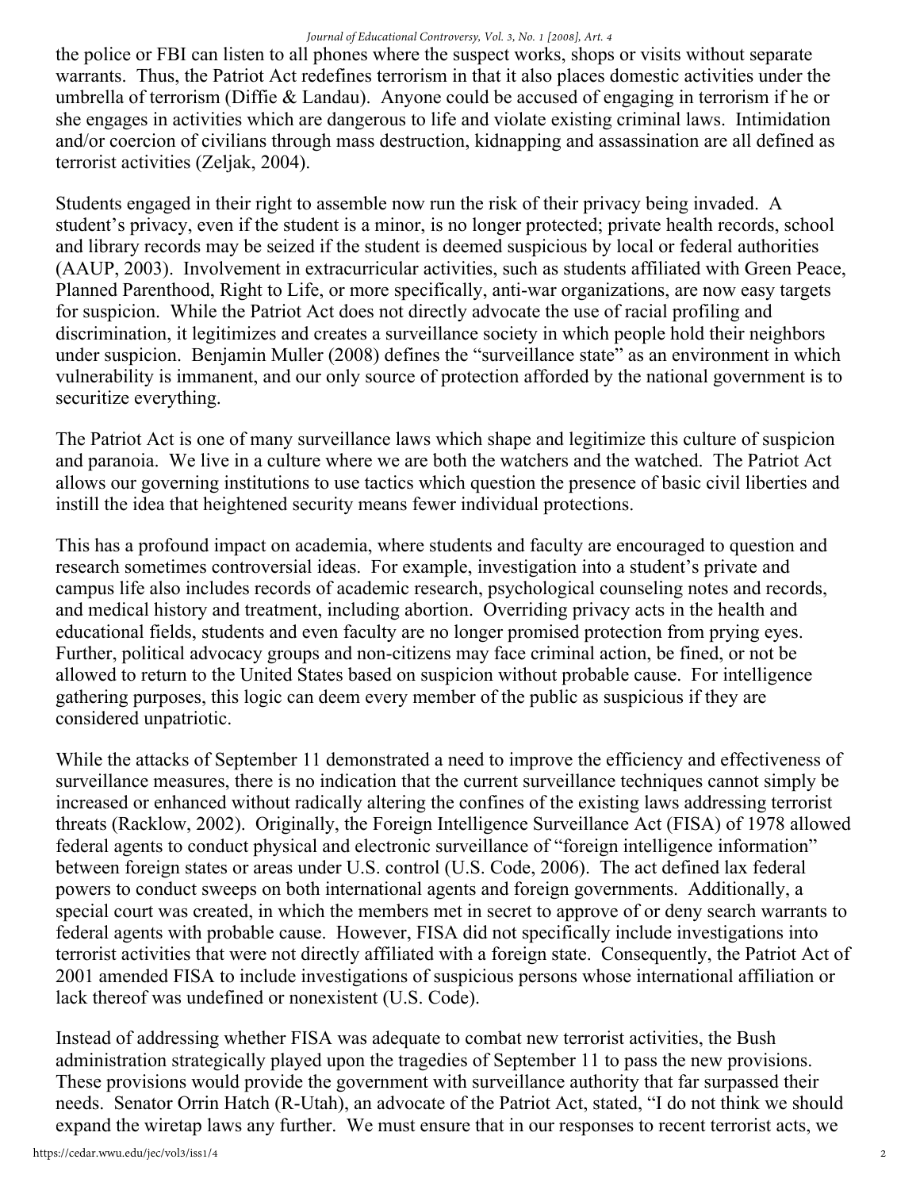the police or FBI can listen to all phones where the suspect works, shops or visits without separate warrants. Thus, the Patriot Act redefines terrorism in that it also places domestic activities under the umbrella of terrorism (Diffie & Landau). Anyone could be accused of engaging in terrorism if he or she engages in activities which are dangerous to life and violate existing criminal laws. Intimidation and/or coercion of civilians through mass destruction, kidnapping and assassination are all defined as terrorist activities (Zeljak, 2004).

Students engaged in their right to assemble now run the risk of their privacy being invaded. A student's privacy, even if the student is a minor, is no longer protected; private health records, school and library records may be seized if the student is deemed suspicious by local or federal authorities (AAUP, 2003). Involvement in extracurricular activities, such as students affiliated with Green Peace, Planned Parenthood, Right to Life, or more specifically, anti-war organizations, are now easy targets for suspicion. While the Patriot Act does not directly advocate the use of racial profiling and discrimination, it legitimizes and creates a surveillance society in which people hold their neighbors under suspicion. Benjamin Muller (2008) defines the "surveillance state" as an environment in which vulnerability is immanent, and our only source of protection afforded by the national government is to securitize everything.

The Patriot Act is one of many surveillance laws which shape and legitimize this culture of suspicion and paranoia. We live in a culture where we are both the watchers and the watched. The Patriot Act allows our governing institutions to use tactics which question the presence of basic civil liberties and instill the idea that heightened security means fewer individual protections.

This has a profound impact on academia, where students and faculty are encouraged to question and research sometimes controversial ideas. For example, investigation into a student's private and campus life also includes records of academic research, psychological counseling notes and records, and medical history and treatment, including abortion. Overriding privacy acts in the health and educational fields, students and even faculty are no longer promised protection from prying eyes. Further, political advocacy groups and non-citizens may face criminal action, be fined, or not be allowed to return to the United States based on suspicion without probable cause. For intelligence gathering purposes, this logic can deem every member of the public as suspicious if they are considered unpatriotic.

While the attacks of September 11 demonstrated a need to improve the efficiency and effectiveness of surveillance measures, there is no indication that the current surveillance techniques cannot simply be increased or enhanced without radically altering the confines of the existing laws addressing terrorist threats (Racklow, 2002). Originally, the Foreign Intelligence Surveillance Act (FISA) of 1978 allowed federal agents to conduct physical and electronic surveillance of "foreign intelligence information" between foreign states or areas under U.S. control (U.S. Code, 2006). The act defined lax federal powers to conduct sweeps on both international agents and foreign governments. Additionally, a special court was created, in which the members met in secret to approve of or deny search warrants to federal agents with probable cause. However, FISA did not specifically include investigations into terrorist activities that were not directly affiliated with a foreign state. Consequently, the Patriot Act of 2001 amended FISA to include investigations of suspicious persons whose international affiliation or lack thereof was undefined or nonexistent (U.S. Code).

Instead of addressing whether FISA was adequate to combat new terrorist activities, the Bush administration strategically played upon the tragedies of September 11 to pass the new provisions. These provisions would provide the government with surveillance authority that far surpassed their needs. Senator Orrin Hatch (R-Utah), an advocate of the Patriot Act, stated, "I do not think we should expand the wiretap laws any further. We must ensure that in our responses to recent terrorist acts, we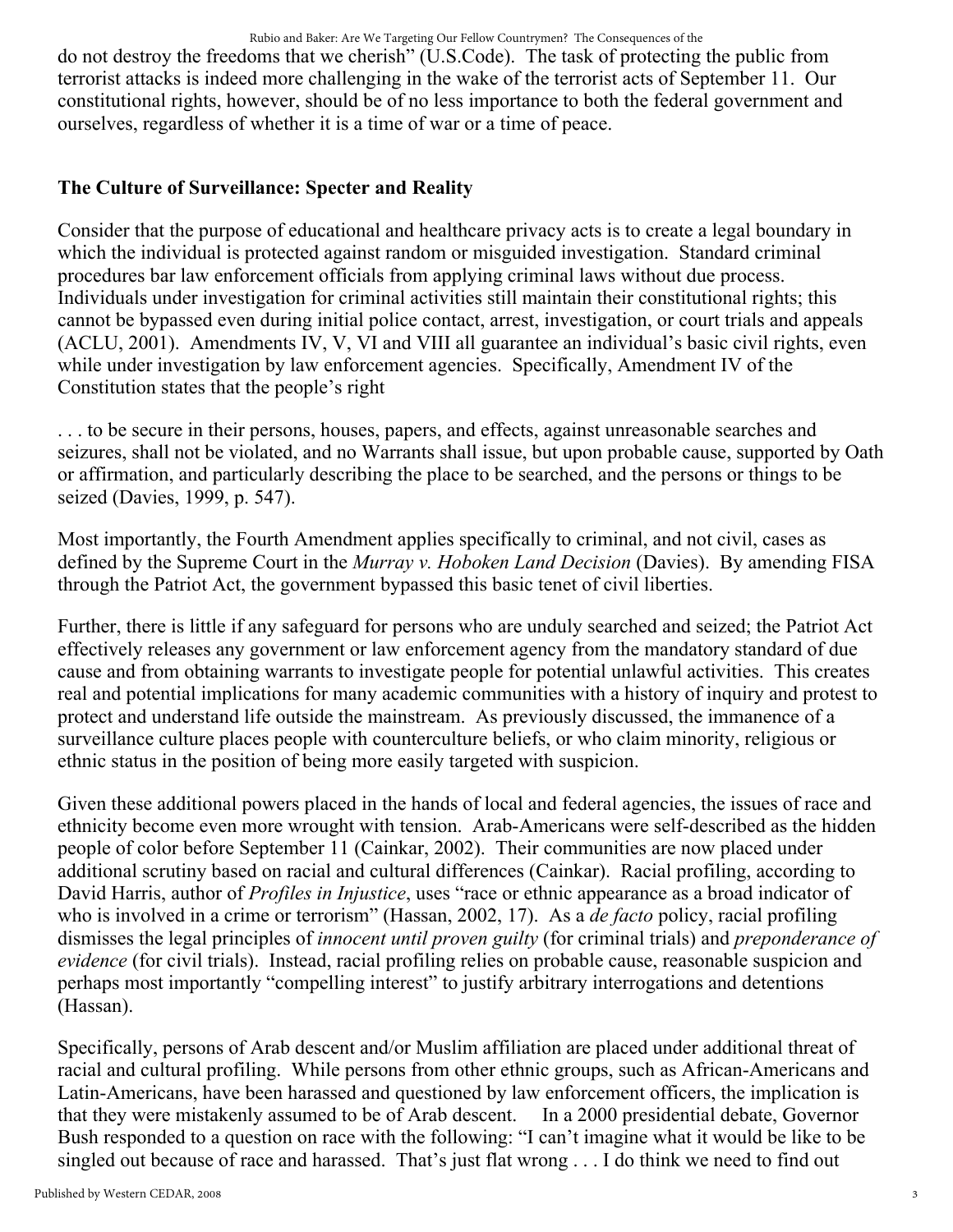do not destroy the freedoms that we cherish" (U.S.Code). The task of protecting the public from terrorist attacks is indeed more challenging in the wake of the terrorist acts of September 11. Our constitutional rights, however, should be of no less importance to both the federal government and ourselves, regardless of whether it is a time of war or a time of peace.

## The Culture of Surveillance: Specter and Reality

Consider that the purpose of educational and healthcare privacy acts is to create a legal boundary in which the individual is protected against random or misguided investigation. Standard criminal procedures bar law enforcement officials from applying criminal laws without due process. Individuals under investigation for criminal activities still maintain their constitutional rights; this cannot be bypassed even during initial police contact, arrest, investigation, or court trials and appeals (ACLU, 2001). Amendments IV, V, VI and VIII all guarantee an individual's basic civil rights, even while under investigation by law enforcement agencies. Specifically, Amendment IV of the Constitution states that the people's right

. . . to be secure in their persons, houses, papers, and effects, against unreasonable searches and seizures, shall not be violated, and no Warrants shall issue, but upon probable cause, supported by Oath or affirmation, and particularly describing the place to be searched, and the persons or things to be seized (Davies, 1999, p. 547).

Most importantly, the Fourth Amendment applies specifically to criminal, and not civil, cases as defined by the Supreme Court in the *Murray v. Hoboken Land Decision* (Davies). By amending FISA through the Patriot Act, the government bypassed this basic tenet of civil liberties.

Further, there is little if any safeguard for persons who are unduly searched and seized; the Patriot Act effectively releases any government or law enforcement agency from the mandatory standard of due cause and from obtaining warrants to investigate people for potential unlawful activities. This creates real and potential implications for many academic communities with a history of inquiry and protest to protect and understand life outside the mainstream. As previously discussed, the immanence of a surveillance culture places people with counterculture beliefs, or who claim minority, religious or ethnic status in the position of being more easily targeted with suspicion.

Given these additional powers placed in the hands of local and federal agencies, the issues of race and ethnicity become even more wrought with tension. Arab-Americans were self-described as the hidden people of color before September 11 (Cainkar, 2002). Their communities are now placed under additional scrutiny based on racial and cultural differences (Cainkar). Racial profiling, according to David Harris, author of *Profiles in Injustice*, uses "race or ethnic appearance as a broad indicator of who is involved in a crime or terrorism" (Hassan, 2002, 17). As a *de facto* policy, racial profiling dismisses the legal principles of *innocent until proven guilty* (for criminal trials) and *preponderance of evidence* (for civil trials). Instead, racial profiling relies on probable cause, reasonable suspicion and perhaps most importantly "compelling interest" to justify arbitrary interrogations and detentions (Hassan).

Specifically, persons of Arab descent and/or Muslim affiliation are placed under additional threat of racial and cultural profiling. While persons from other ethnic groups, such as African-Americans and Latin-Americans, have been harassed and questioned by law enforcement officers, the implication is that they were mistakenly assumed to be of Arab descent. In a 2000 presidential debate, Governor Bush responded to a question on race with the following: "I can't imagine what it would be like to be singled out because of race and harassed. That's just flat wrong . . . I do think we need to find out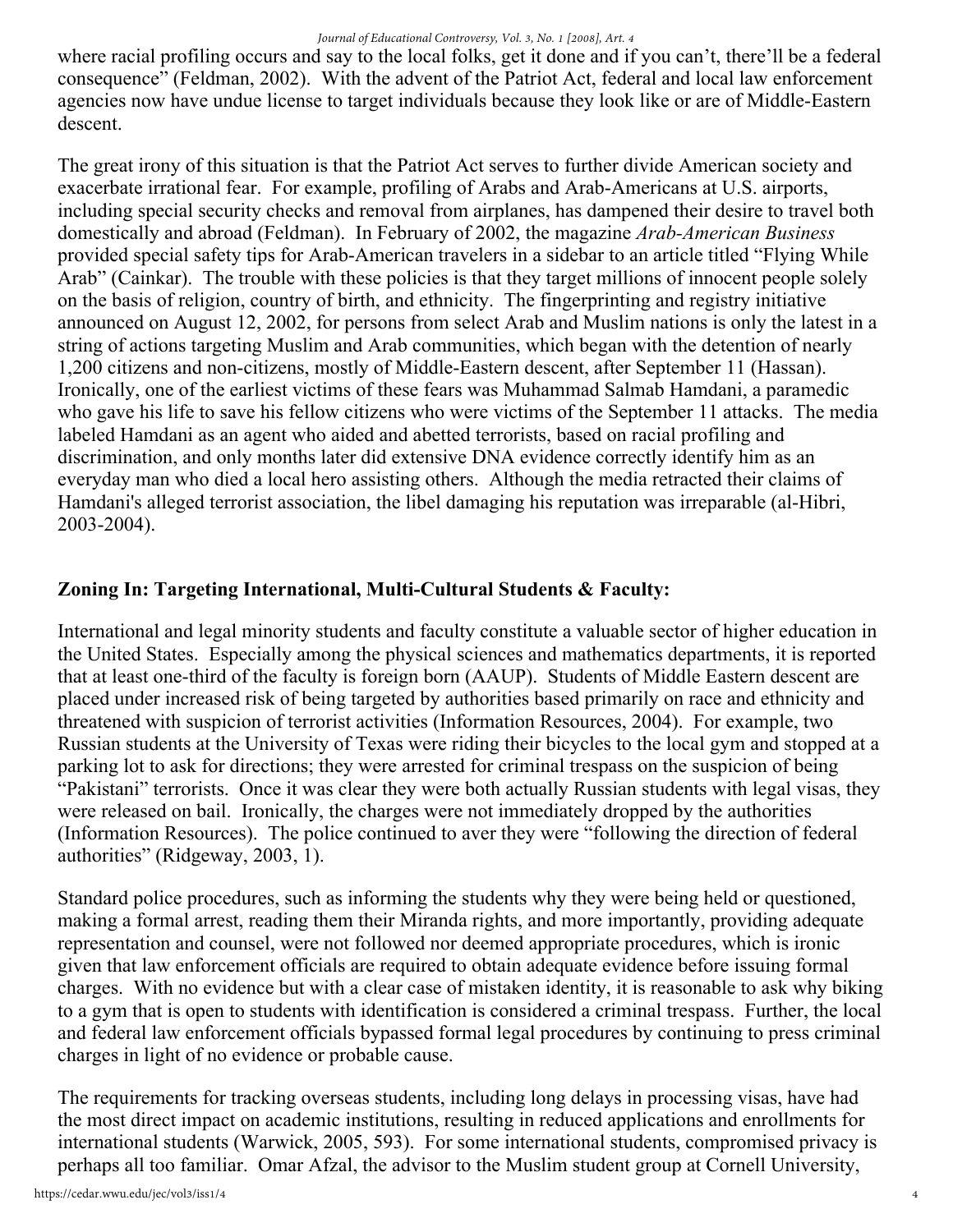where racial profiling occurs and say to the local folks, get it done and if you can't, there'll be a federal consequence" (Feldman, 2002). With the advent of the Patriot Act, federal and local law enforcement agencies now have undue license to target individuals because they look like or are of Middle-Eastern descent.

The great irony of this situation is that the Patriot Act serves to further divide American society and exacerbate irrational fear. For example, profiling of Arabs and Arab-Americans at U.S. airports, including special security checks and removal from airplanes, has dampened their desire to travel both domestically and abroad (Feldman). In February of 2002, the magazine *Arab-American Business* provided special safety tips for Arab-American travelers in a sidebar to an article titled "Flying While Arab" (Cainkar). The trouble with these policies is that they target millions of innocent people solely on the basis of religion, country of birth, and ethnicity. The fingerprinting and registry initiative announced on August 12, 2002, for persons from select Arab and Muslim nations is only the latest in a string of actions targeting Muslim and Arab communities, which began with the detention of nearly 1,200 citizens and non-citizens, mostly of Middle-Eastern descent, after September 11 (Hassan). Ironically, one of the earliest victims of these fears was Muhammad Salmab Hamdani, a paramedic who gave his life to save his fellow citizens who were victims of the September 11 attacks. The media labeled Hamdani as an agent who aided and abetted terrorists, based on racial profiling and discrimination, and only months later did extensive DNA evidence correctly identify him as an everyday man who died a local hero assisting others. Although the media retracted their claims of Hamdani's alleged terrorist association, the libel damaging his reputation was irreparable (al-Hibri, 2003-2004).

## Zoning In: Targeting International, Multi-Cultural Students & Faculty:

International and legal minority students and faculty constitute a valuable sector of higher education in the United States. Especially among the physical sciences and mathematics departments, it is reported that at least one-third of the faculty is foreign born (AAUP). Students of Middle Eastern descent are placed under increased risk of being targeted by authorities based primarily on race and ethnicity and threatened with suspicion of terrorist activities (Information Resources, 2004). For example, two Russian students at the University of Texas were riding their bicycles to the local gym and stopped at a parking lot to ask for directions; they were arrested for criminal trespass on the suspicion of being "Pakistani" terrorists. Once it was clear they were both actually Russian students with legal visas, they were released on bail. Ironically, the charges were not immediately dropped by the authorities (Information Resources). The police continued to aver they were "following the direction of federal authorities" (Ridgeway, 2003, 1).

Standard police procedures, such as informing the students why they were being held or questioned, making a formal arrest, reading them their Miranda rights, and more importantly, providing adequate representation and counsel, were not followed nor deemed appropriate procedures, which is ironic given that law enforcement officials are required to obtain adequate evidence before issuing formal charges. With no evidence but with a clear case of mistaken identity, it is reasonable to ask why biking to a gym that is open to students with identification is considered a criminal trespass. Further, the local and federal law enforcement officials bypassed formal legal procedures by continuing to press criminal charges in light of no evidence or probable cause.

The requirements for tracking overseas students, including long delays in processing visas, have had the most direct impact on academic institutions, resulting in reduced applications and enrollments for international students (Warwick, 2005, 593). For some international students, compromised privacy is perhaps all too familiar. Omar Afzal, the advisor to the Muslim student group at Cornell University,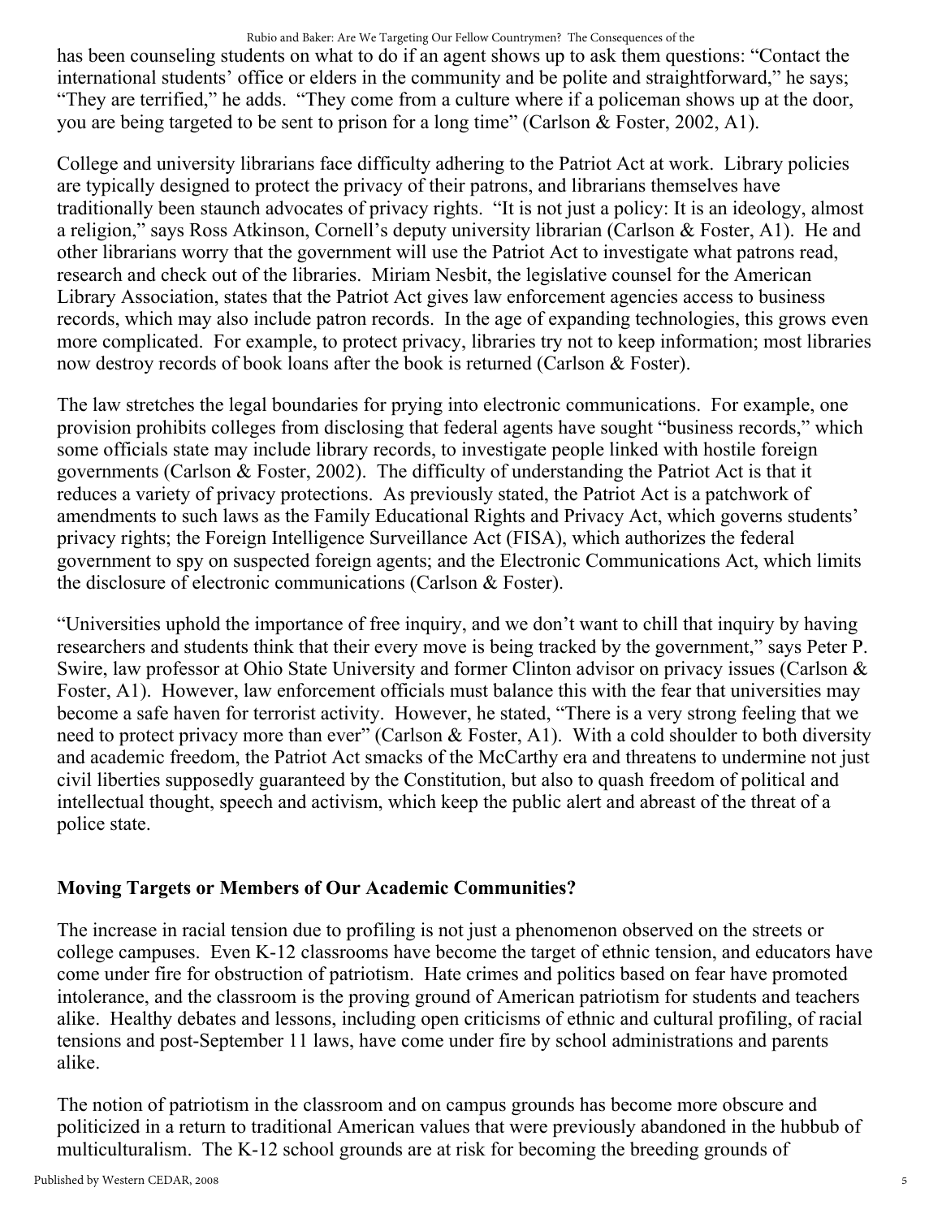has been counseling students on what to do if an agent shows up to ask them questions: "Contact the international students' office or elders in the community and be polite and straightforward," he says; "They are terrified," he adds. "They come from a culture where if a policeman shows up at the door, you are being targeted to be sent to prison for a long time" (Carlson & Foster, 2002, A1).

College and university librarians face difficulty adhering to the Patriot Act at work. Library policies are typically designed to protect the privacy of their patrons, and librarians themselves have traditionally been staunch advocates of privacy rights. "It is not just a policy: It is an ideology, almost a religion," says Ross Atkinson, Cornell's deputy university librarian (Carlson & Foster, A1). He and other librarians worry that the government will use the Patriot Act to investigate what patrons read, research and check out of the libraries. Miriam Nesbit, the legislative counsel for the American Library Association, states that the Patriot Act gives law enforcement agencies access to business records, which may also include patron records. In the age of expanding technologies, this grows even more complicated. For example, to protect privacy, libraries try not to keep information; most libraries now destroy records of book loans after the book is returned (Carlson & Foster).

The law stretches the legal boundaries for prying into electronic communications. For example, one provision prohibits colleges from disclosing that federal agents have sought "business records," which some officials state may include library records, to investigate people linked with hostile foreign governments (Carlson & Foster, 2002). The difficulty of understanding the Patriot Act is that it reduces a variety of privacy protections. As previously stated, the Patriot Act is a patchwork of amendments to such laws as the Family Educational Rights and Privacy Act, which governs students' privacy rights; the Foreign Intelligence Surveillance Act (FISA), which authorizes the federal government to spy on suspected foreign agents; and the Electronic Communications Act, which limits the disclosure of electronic communications (Carlson & Foster).

"Universities uphold the importance of free inquiry, and we don't want to chill that inquiry by having researchers and students think that their every move is being tracked by the government," says Peter P. Swire, law professor at Ohio State University and former Clinton advisor on privacy issues (Carlson & Foster, A1). However, law enforcement officials must balance this with the fear that universities may become a safe haven for terrorist activity. However, he stated, "There is a very strong feeling that we need to protect privacy more than ever" (Carlson & Foster, A1). With a cold shoulder to both diversity and academic freedom, the Patriot Act smacks of the McCarthy era and threatens to undermine not just civil liberties supposedly guaranteed by the Constitution, but also to quash freedom of political and intellectual thought, speech and activism, which keep the public alert and abreast of the threat of a police state.

## Moving Targets or Members of Our Academic Communities?

The increase in racial tension due to profiling is not just a phenomenon observed on the streets or college campuses. Even K-12 classrooms have become the target of ethnic tension, and educators have come under fire for obstruction of patriotism. Hate crimes and politics based on fear have promoted intolerance, and the classroom is the proving ground of American patriotism for students and teachers alike. Healthy debates and lessons, including open criticisms of ethnic and cultural profiling, of racial tensions and post-September 11 laws, have come under fire by school administrations and parents alike.

The notion of patriotism in the classroom and on campus grounds has become more obscure and politicized in a return to traditional American values that were previously abandoned in the hubbub of multiculturalism. The K-12 school grounds are at risk for becoming the breeding grounds of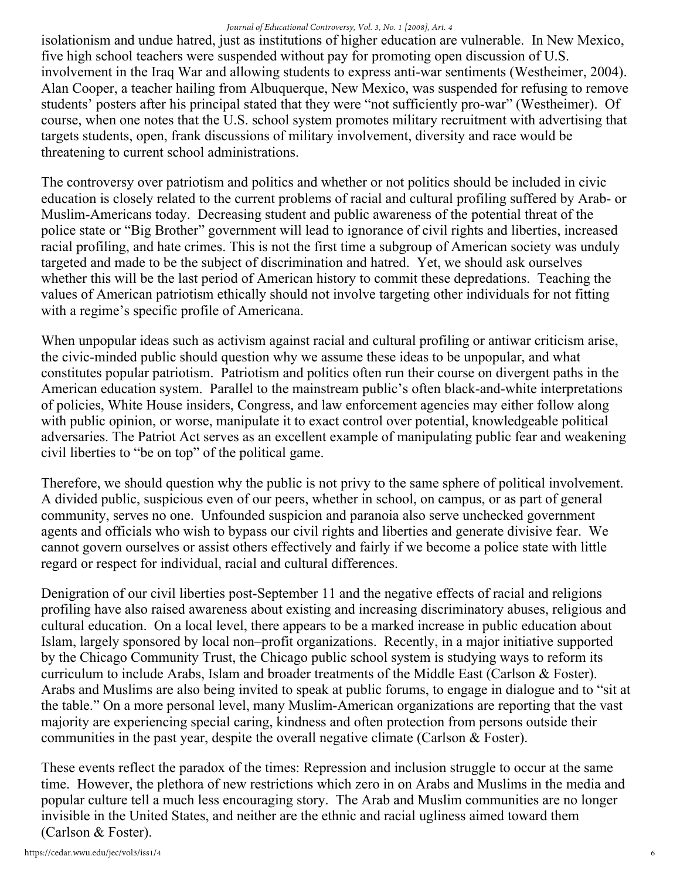isolationism and undue hatred, just as institutions of higher education are vulnerable. In New Mexico, five high school teachers were suspended without pay for promoting open discussion of U.S. involvement in the Iraq War and allowing students to express anti-war sentiments (Westheimer, 2004). Alan Cooper, a teacher hailing from Albuquerque, New Mexico, was suspended for refusing to remove students' posters after his principal stated that they were "not sufficiently pro-war" (Westheimer). Of course, when one notes that the U.S. school system promotes military recruitment with advertising that targets students, open, frank discussions of military involvement, diversity and race would be threatening to current school administrations.

The controversy over patriotism and politics and whether or not politics should be included in civic education is closely related to the current problems of racial and cultural profiling suffered by Arab- or Muslim-Americans today. Decreasing student and public awareness of the potential threat of the police state or "Big Brother" government will lead to ignorance of civil rights and liberties, increased racial profiling, and hate crimes. This is not the first time a subgroup of American society was unduly targeted and made to be the subject of discrimination and hatred. Yet, we should ask ourselves whether this will be the last period of American history to commit these depredations. Teaching the values of American patriotism ethically should not involve targeting other individuals for not fitting with a regime's specific profile of Americana.

When unpopular ideas such as activism against racial and cultural profiling or antiwar criticism arise, the civic-minded public should question why we assume these ideas to be unpopular, and what constitutes popular patriotism. Patriotism and politics often run their course on divergent paths in the American education system. Parallel to the mainstream public's often black-and-white interpretations of policies, White House insiders, Congress, and law enforcement agencies may either follow along with public opinion, or worse, manipulate it to exact control over potential, knowledgeable political adversaries. The Patriot Act serves as an excellent example of manipulating public fear and weakening civil liberties to "be on top" of the political game.

Therefore, we should question why the public is not privy to the same sphere of political involvement. A divided public, suspicious even of our peers, whether in school, on campus, or as part of general community, serves no one. Unfounded suspicion and paranoia also serve unchecked government agents and officials who wish to bypass our civil rights and liberties and generate divisive fear. We cannot govern ourselves or assist others effectively and fairly if we become a police state with little regard or respect for individual, racial and cultural differences.

Denigration of our civil liberties post-September 11 and the negative effects of racial and religions profiling have also raised awareness about existing and increasing discriminatory abuses, religious and cultural education. On a local level, there appears to be a marked increase in public education about Islam, largely sponsored by local non–profit organizations. Recently, in a major initiative supported by the Chicago Community Trust, the Chicago public school system is studying ways to reform its curriculum to include Arabs, Islam and broader treatments of the Middle East (Carlson & Foster). Arabs and Muslims are also being invited to speak at public forums, to engage in dialogue and to "sit at the table." On a more personal level, many Muslim-American organizations are reporting that the vast majority are experiencing special caring, kindness and often protection from persons outside their communities in the past year, despite the overall negative climate (Carlson & Foster).

These events reflect the paradox of the times: Repression and inclusion struggle to occur at the same time. However, the plethora of new restrictions which zero in on Arabs and Muslims in the media and popular culture tell a much less encouraging story. The Arab and Muslim communities are no longer invisible in the United States, and neither are the ethnic and racial ugliness aimed toward them (Carlson & Foster).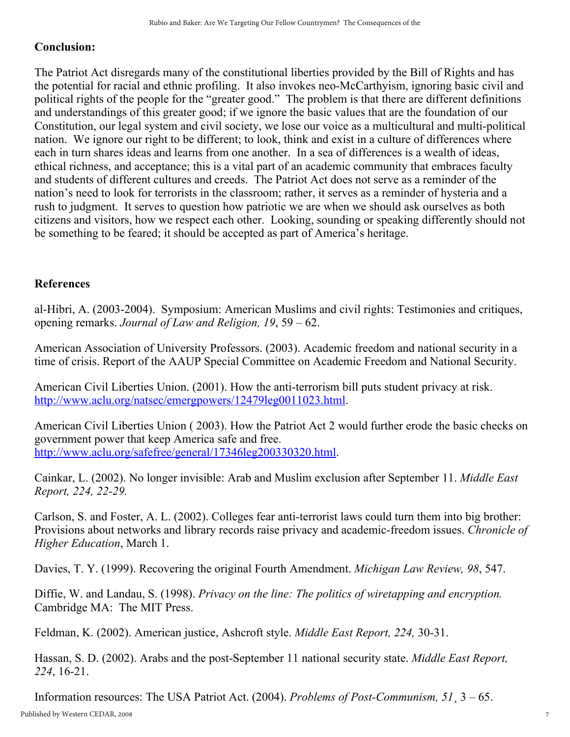## Conclusion:

The Patriot Act disregards many of the constitutional liberties provided by the Bill of Rights and has the potential for racial and ethnic profiling. It also invokes neo-McCarthyism, ignoring basic civil and political rights of the people for the "greater good." The problem is that there are different definitions and understandings of this greater good; if we ignore the basic values that are the foundation of our Constitution, our legal system and civil society, we lose our voice as a multicultural and multi-political nation. We ignore our right to be different; to look, think and exist in a culture of differences where each in turn shares ideas and learns from one another. In a sea of differences is a wealth of ideas, ethical richness, and acceptance; this is a vital part of an academic community that embraces faculty and students of different cultures and creeds. The Patriot Act does not serve as a reminder of the nation's need to look for terrorists in the classroom; rather, it serves as a reminder of hysteria and a rush to judgment. It serves to question how patriotic we are when we should ask ourselves as both citizens and visitors, how we respect each other. Looking, sounding or speaking differently should not be something to be feared; it should be accepted as part of America's heritage.

## References

al-Hibri, A. (2003-2004). Symposium: American Muslims and civil rights: Testimonies and critiques, opening remarks. *Journal of Law and Religion, 19*, 59 – 62.

American Association of University Professors. (2003). Academic freedom and national security in a time of crisis. Report of the AAUP Special Committee on Academic Freedom and National Security.

American Civil Liberties Union. (2001). How the anti-terrorism bill puts student privacy at risk. http://www.aclu.org/natsec/emergpowers/12479leg0011023.html.

American Civil Liberties Union ( 2003). How the Patriot Act 2 would further erode the basic checks on government power that keep America safe and free. http://www.aclu.org/safefree/general/17346leg200330320.html.

Cainkar, L. (2002). No longer invisible: Arab and Muslim exclusion after September 11. *Middle East Report, 224, 22-29.*

Carlson, S. and Foster, A. L. (2002). Colleges fear anti-terrorist laws could turn them into big brother: Provisions about networks and library records raise privacy and academic-freedom issues. *Chronicle of Higher Education*, March 1.

Davies, T. Y. (1999). Recovering the original Fourth Amendment. *Michigan Law Review, 98*, 547.

Diffie, W. and Landau, S. (1998). *Privacy on the line: The politics of wiretapping and encryption.* Cambridge MA: The MIT Press.

Feldman, K. (2002). American justice, Ashcroft style. *Middle East Report, 224,* 30-31.

Hassan, S. D. (2002). Arabs and the post-September 11 national security state. *Middle East Report, 224*, 16-21.

Information resources: The USA Patriot Act. (2004). *Problems of Post-Communism, 51*¸ 3 – 65.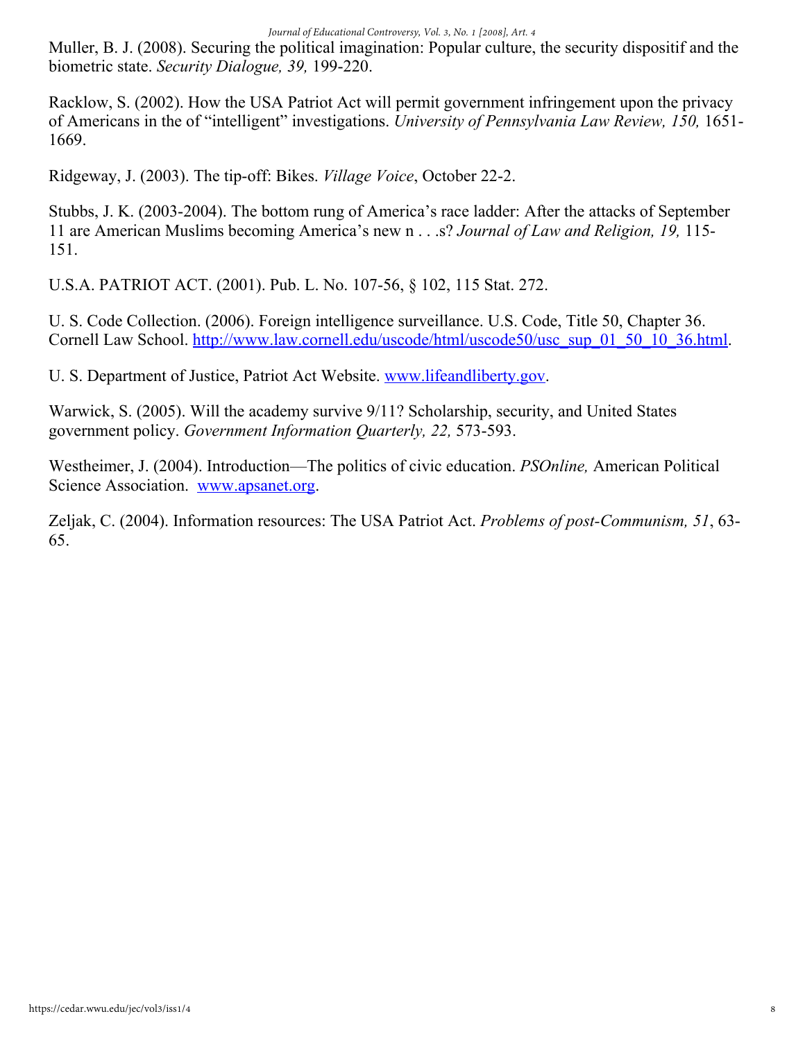Muller, B. J. (2008). Securing the political imagination: Popular culture, the security dispositif and the biometric state. *Security Dialogue, 39,* 199-220.

Racklow, S. (2002). How the USA Patriot Act will permit government infringement upon the privacy of Americans in the of "intelligent" investigations. *University of Pennsylvania Law Review, 150,* 1651-1669.

Ridgeway, J. (2003). The tip-off: Bikes. *Village Voice*, October 22-2.

Stubbs, J. K. (2003-2004). The bottom rung of America's race ladder: After the attacks of September 11 are American Muslims becoming America's new n . . .s? *Journal of Law and Religion, 19,* 115-151.

U.S.A. PATRIOT ACT. (2001). Pub. L. No. 107-56, § 102, 115 Stat. 272.

U. S. Code Collection. (2006). Foreign intelligence surveillance. U.S. Code, Title 50, Chapter 36. Cornell Law School. http://www.law.cornell.edu/uscode/html/uscode50/usc_sup_01_50_10_36.html.

U. S. Department of Justice, Patriot Act Website. www.lifeandliberty.gov.

Warwick, S. (2005). Will the academy survive 9/11? Scholarship, security, and United States government policy. *Government Information Quarterly, 22,* 573-593.

Westheimer, J. (2004). Introduction—The politics of civic education. *PSOnline,* American Political Science Association. www.apsanet.org.

Zeljak, C. (2004). Information resources: The USA Patriot Act. *Problems of post-Communism, 51*, 63-65.